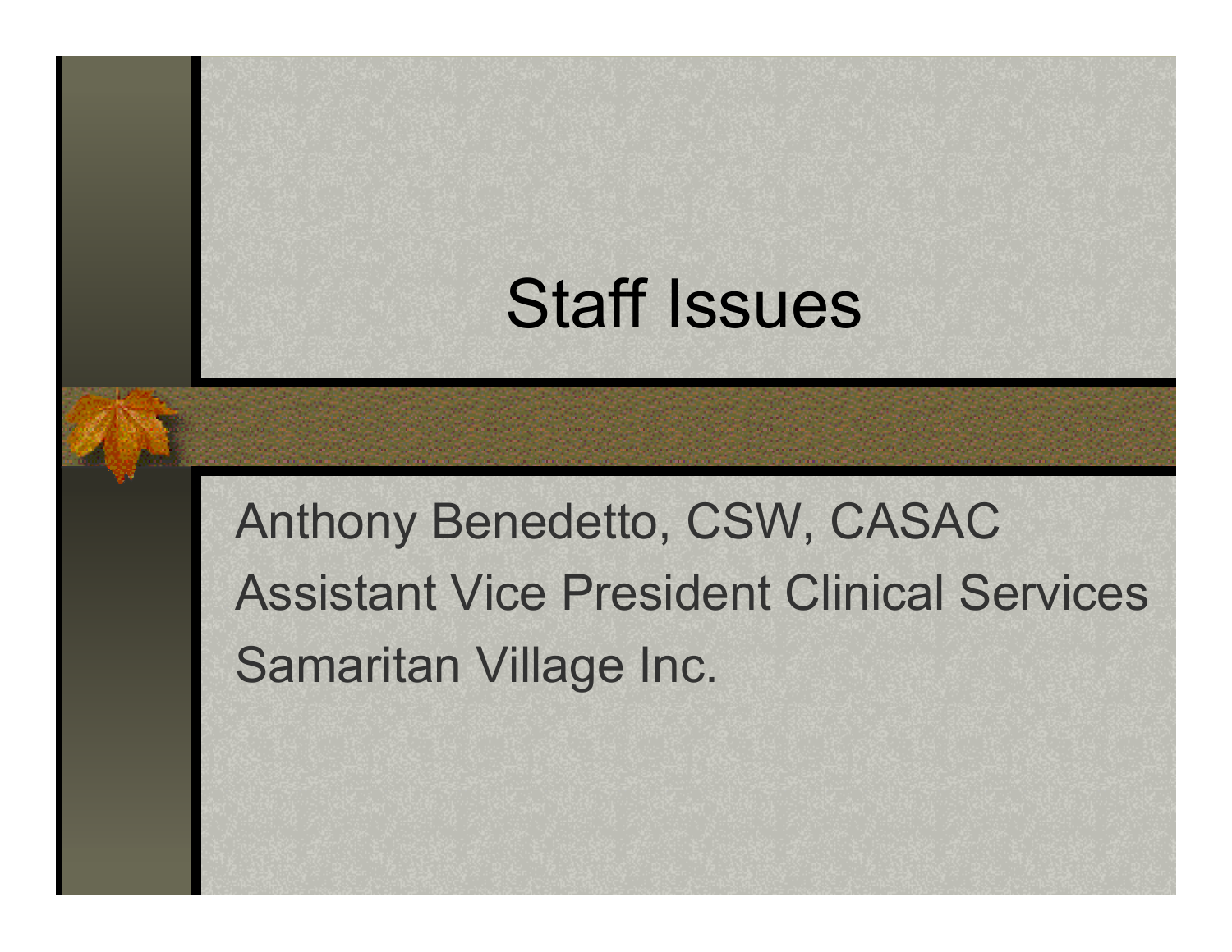# Staff Issues

Anthony Benedetto, CSW, CASAC

Assistant Vice President Clinical Services

Samaritan Village Inc.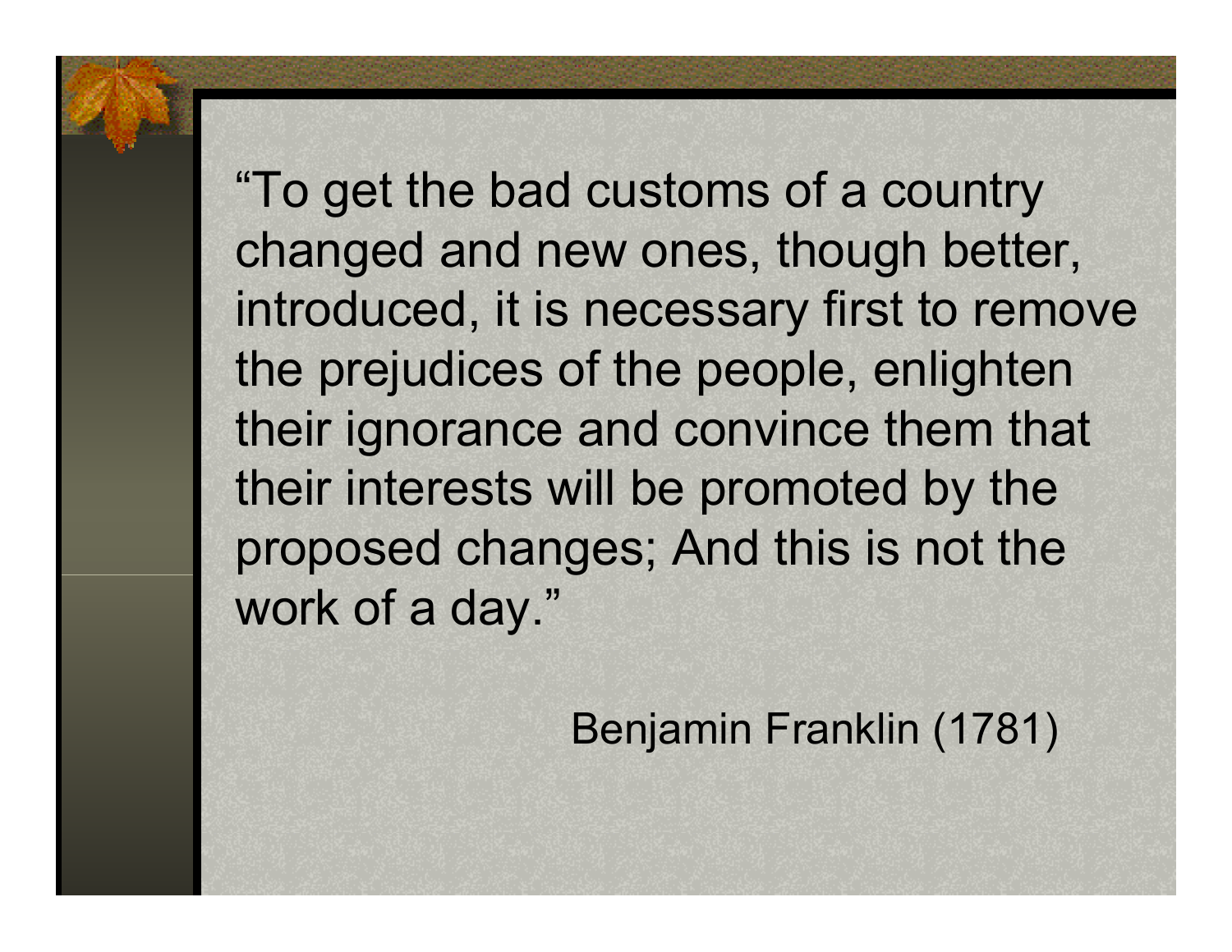"To get the bad customs of a country changed and new ones, though better, introduced, it is necessary first to remove the prejudices of the people, enlighten their ignorance and convince them that their interests will be promoted by the proposed changes; And this is not the work of a day."

Benjamin Franklin (1781)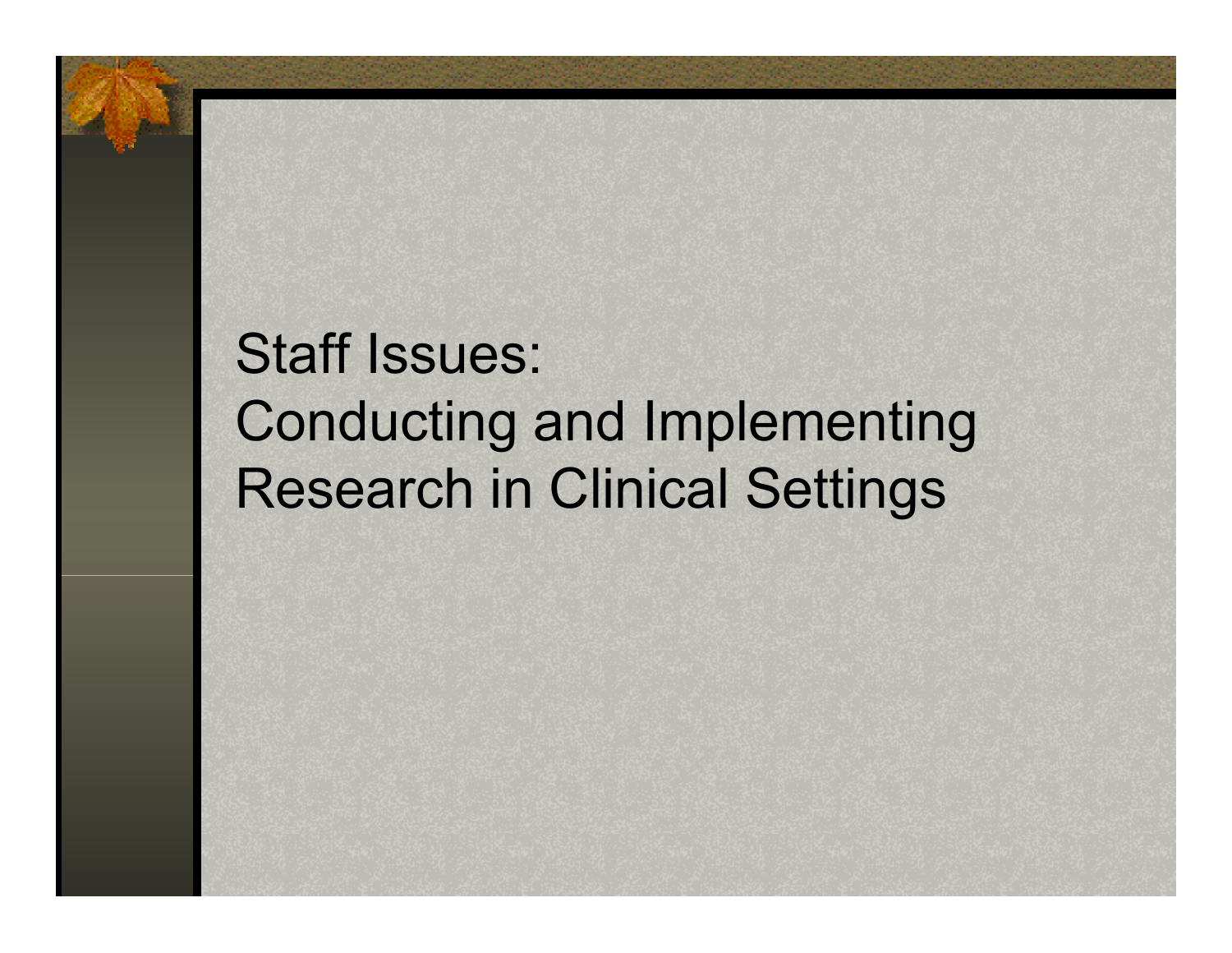# Staff Issues: Conducting and Implementing Research in Clinical Settings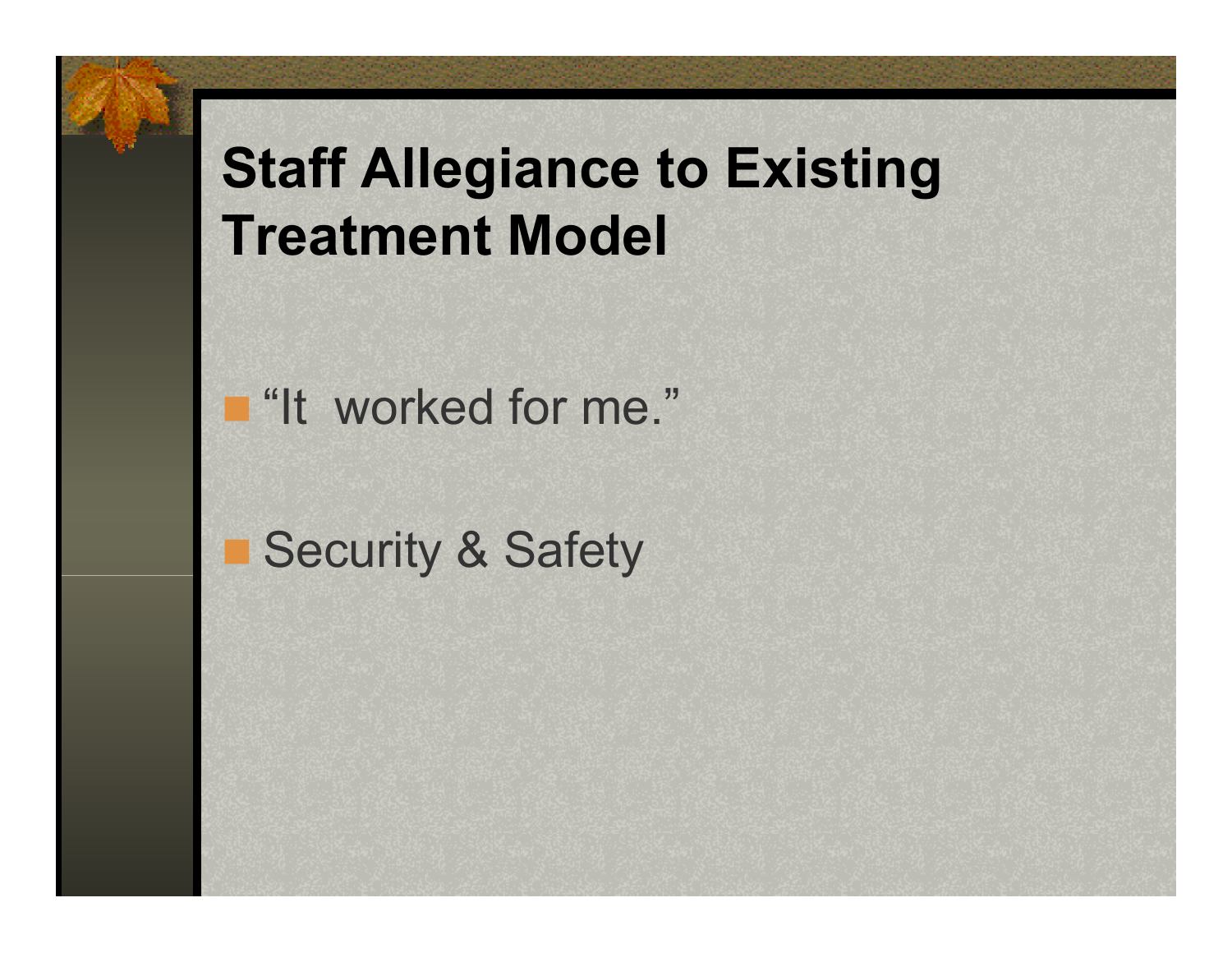# Staff Allegiance to Existing Treatment Model

- "It  worked for me."
- Security & Safety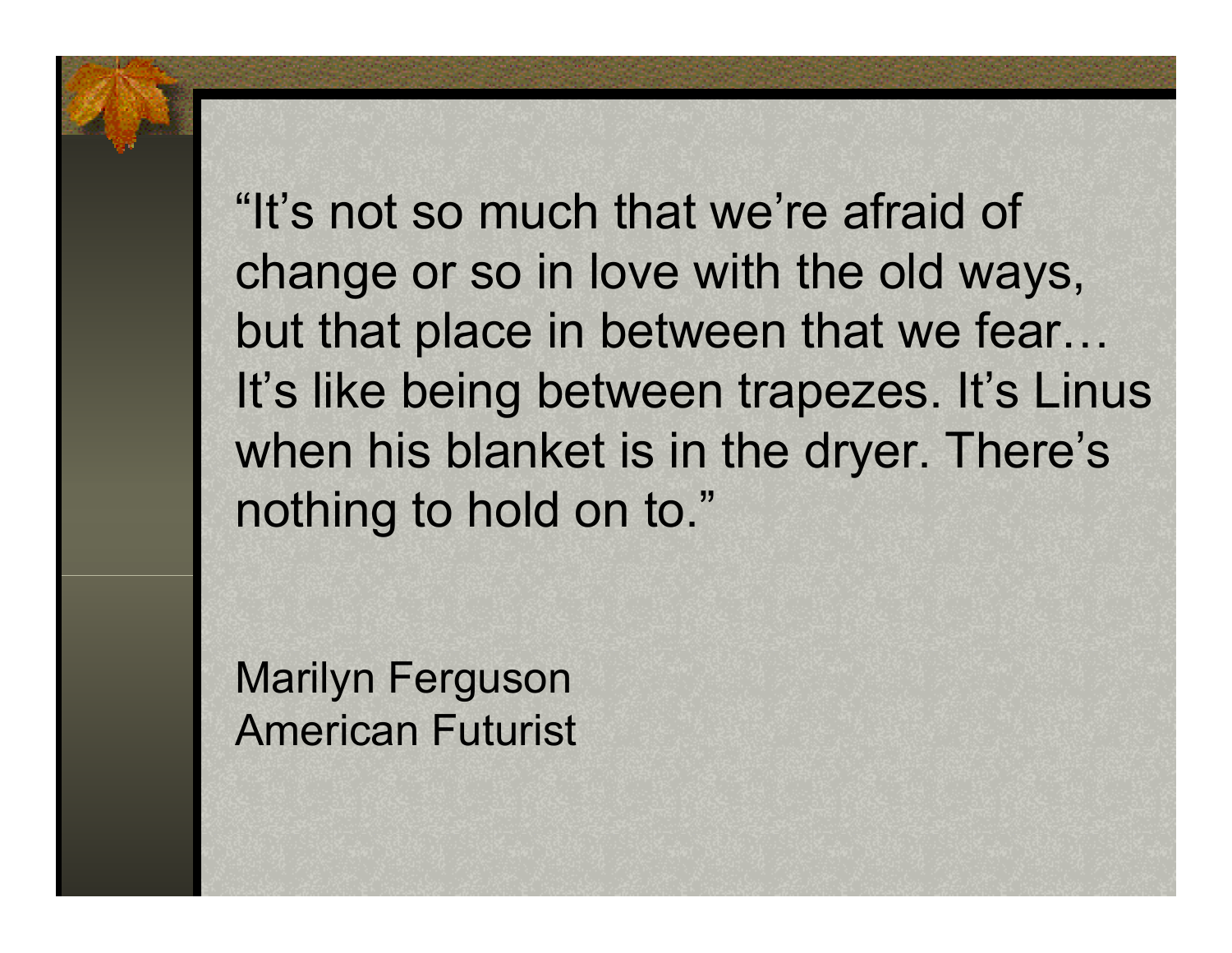"It's not so much that we're afraid of change or so in love with the old ways, but that place in between that we fear… It's like being between trapezes. It's Linus when his blanket is in the dryer. There's nothing to hold on to."

Marilyn Ferguson
American Futurist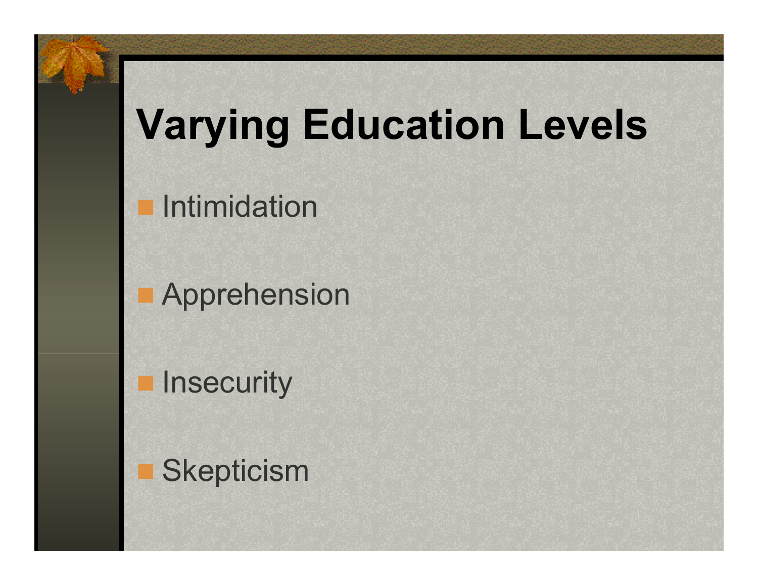# Varying Education Levels

- Intimidation
- Apprehension
- Insecurity
- Skepticism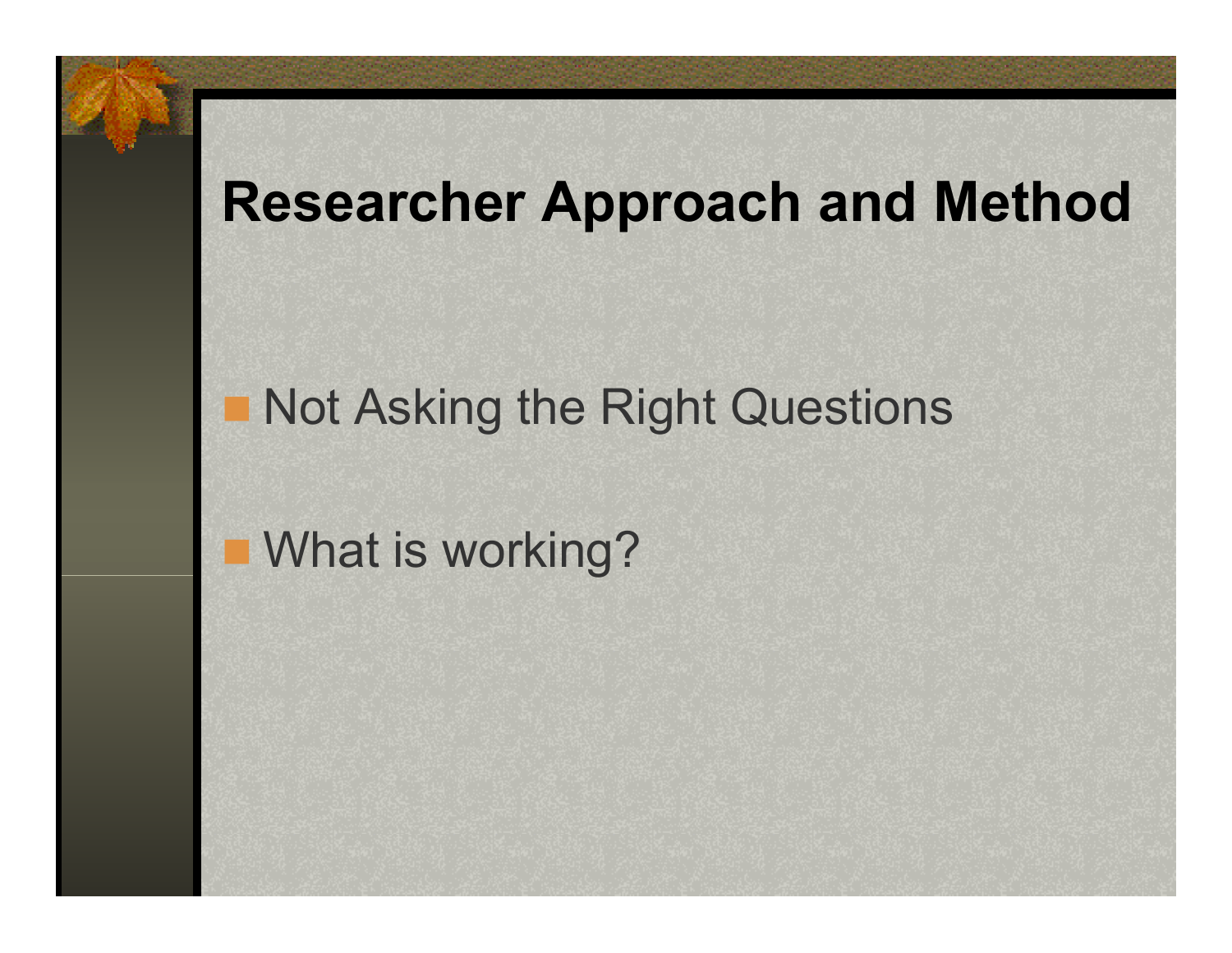# Researcher Approach and Method

- Not Asking the Right Questions
- What is working?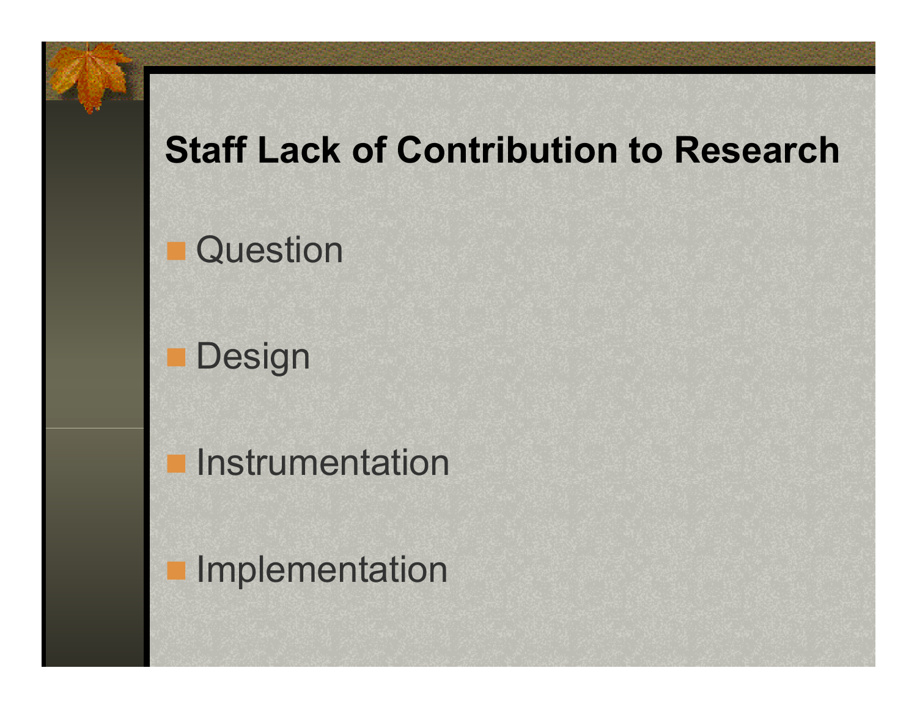## Staff Lack of Contribution to Research

- Question
- Design
- Instrumentation
- Implementation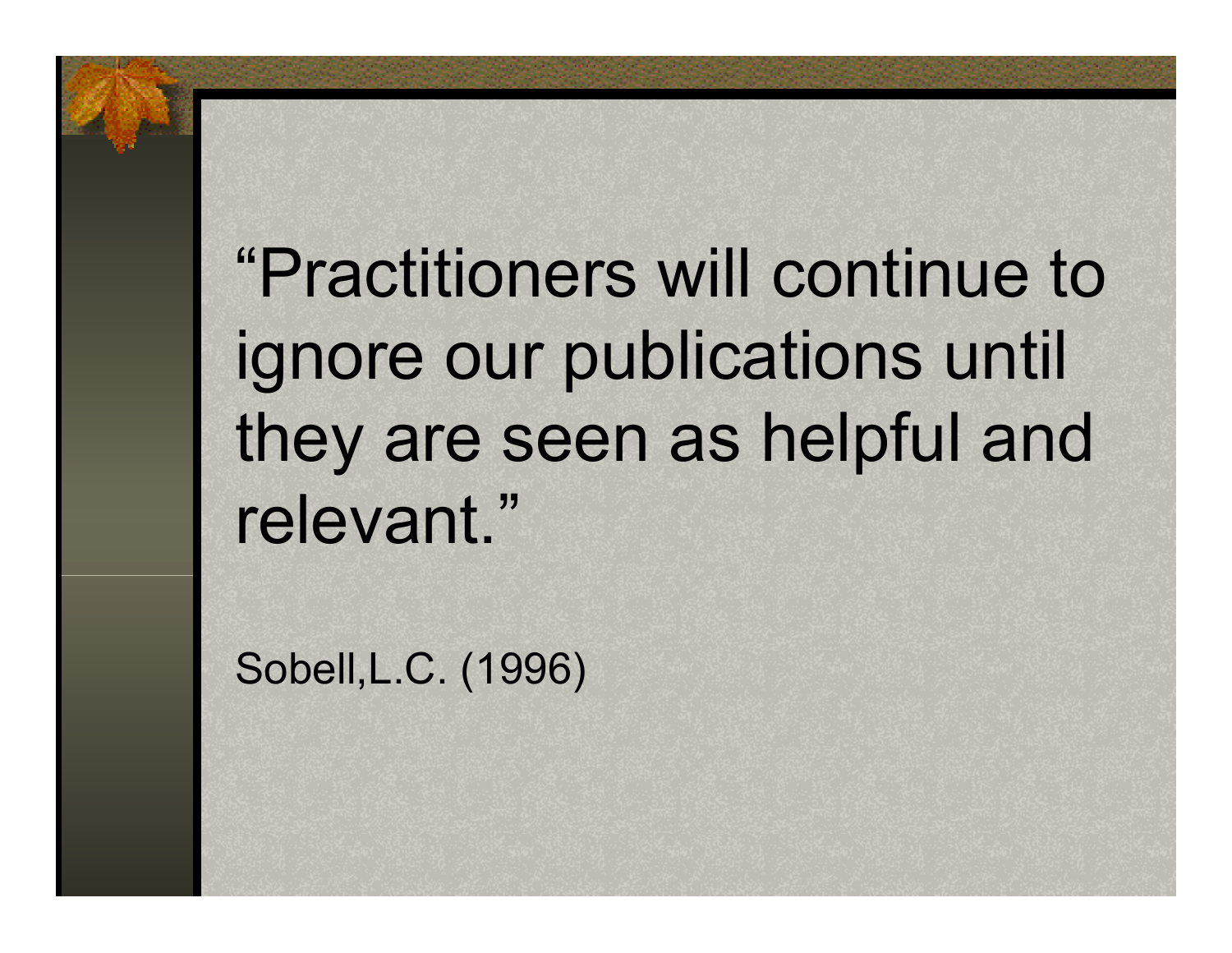"Practitioners will continue to ignore our publications until they are seen as helpful and relevant."

Sobell,L.C. (1996)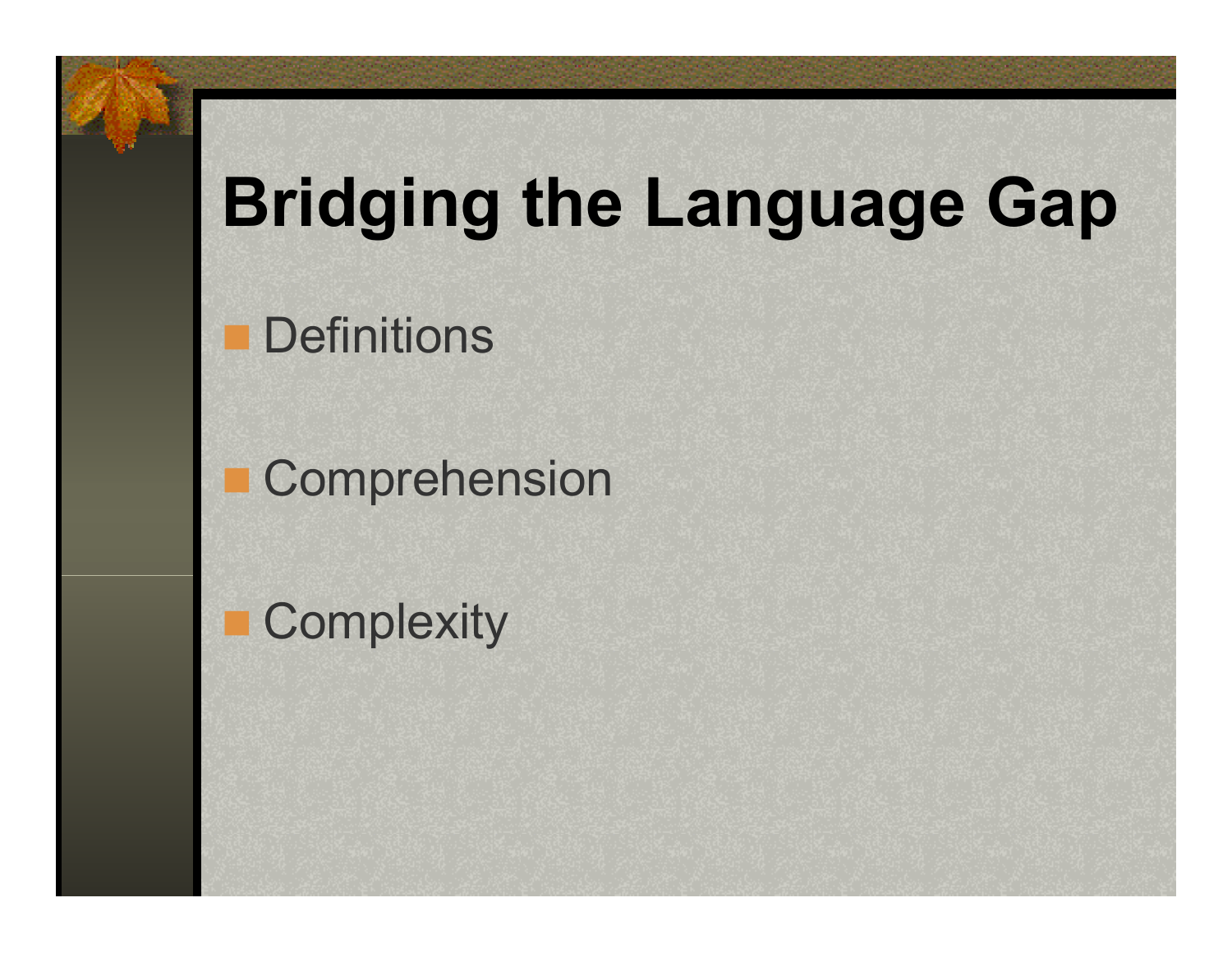# Bridging the Language Gap

- Definitions
- Comprehension
- Complexity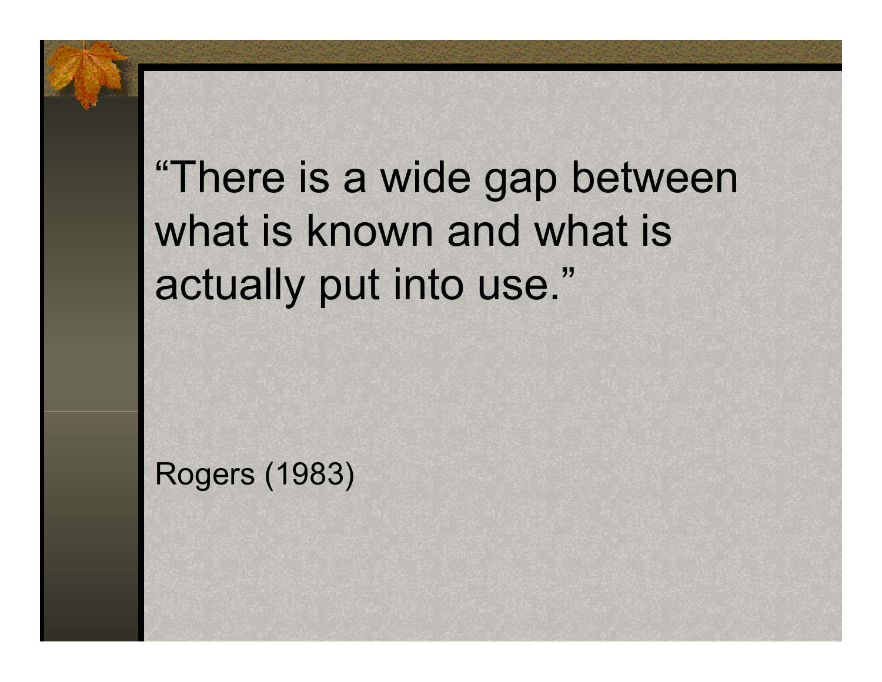"There is a wide gap between what is known and what is actually put into use."

Rogers (1983)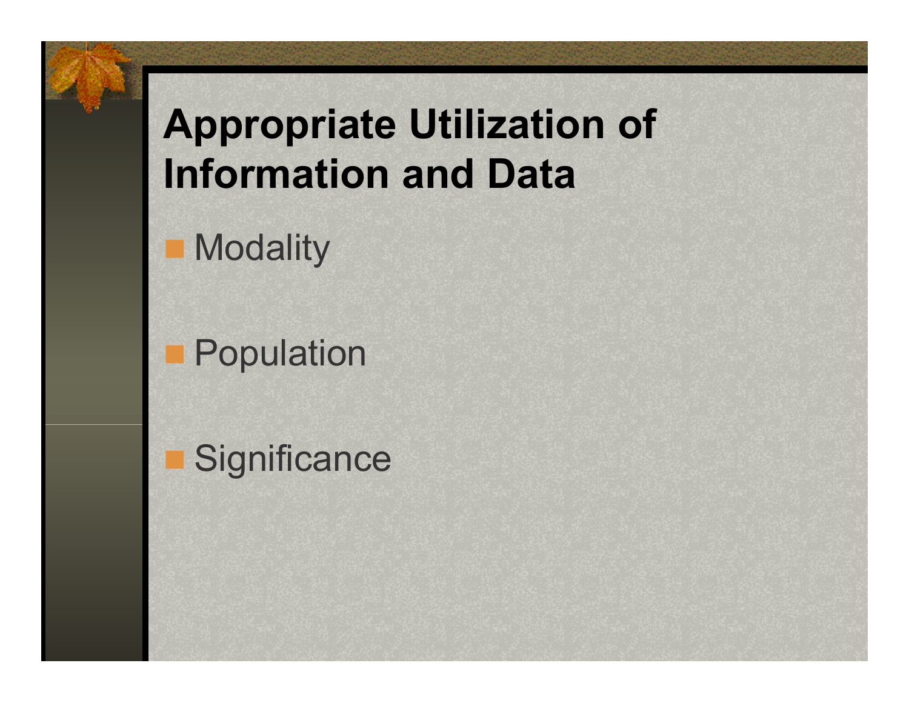# Appropriate Utilization of Information and Data

- Modality
- Population
- Significance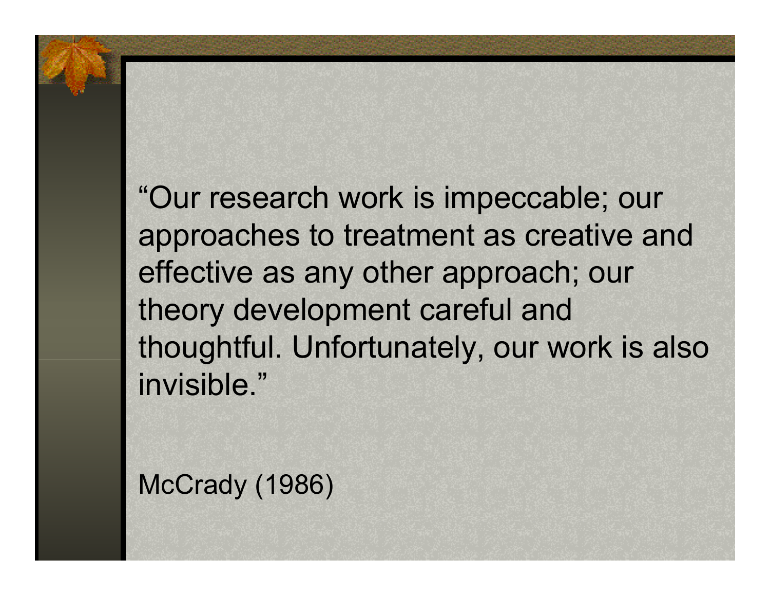"Our research work is impeccable; our approaches to treatment as creative and effective as any other approach; our theory development careful and thoughtful. Unfortunately, our work is also invisible."

McCrady (1986)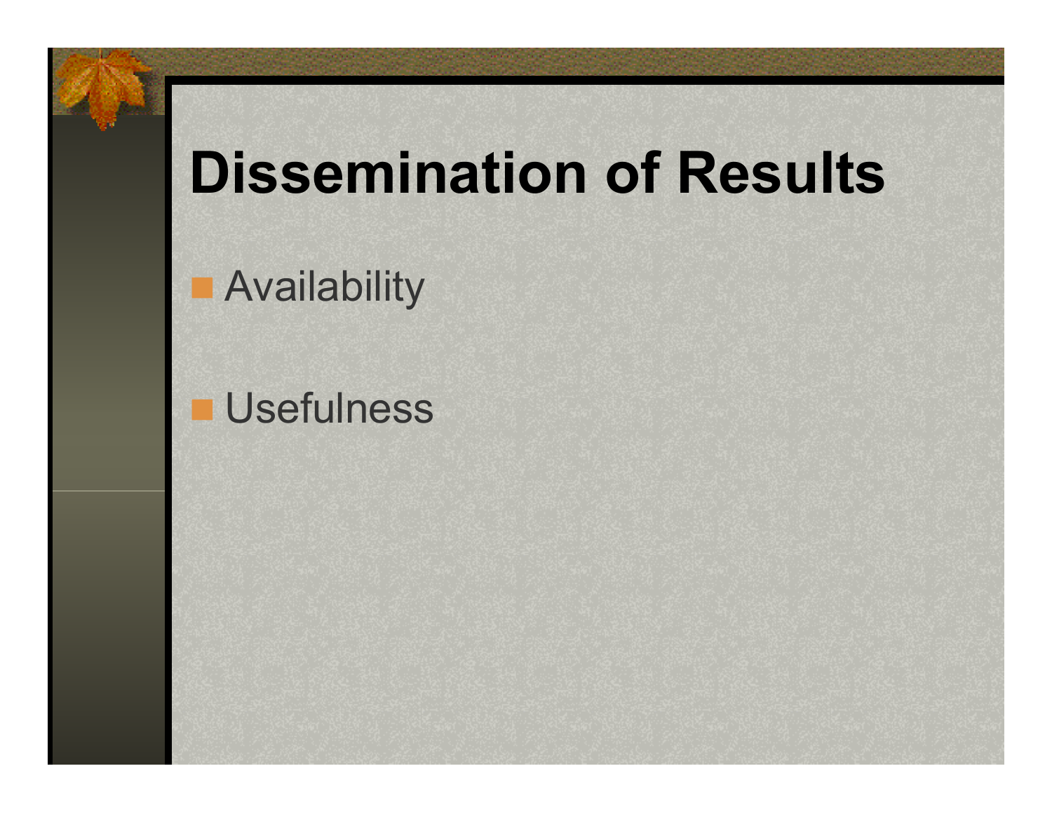# Dissemination of Results

- Availability
- Usefulness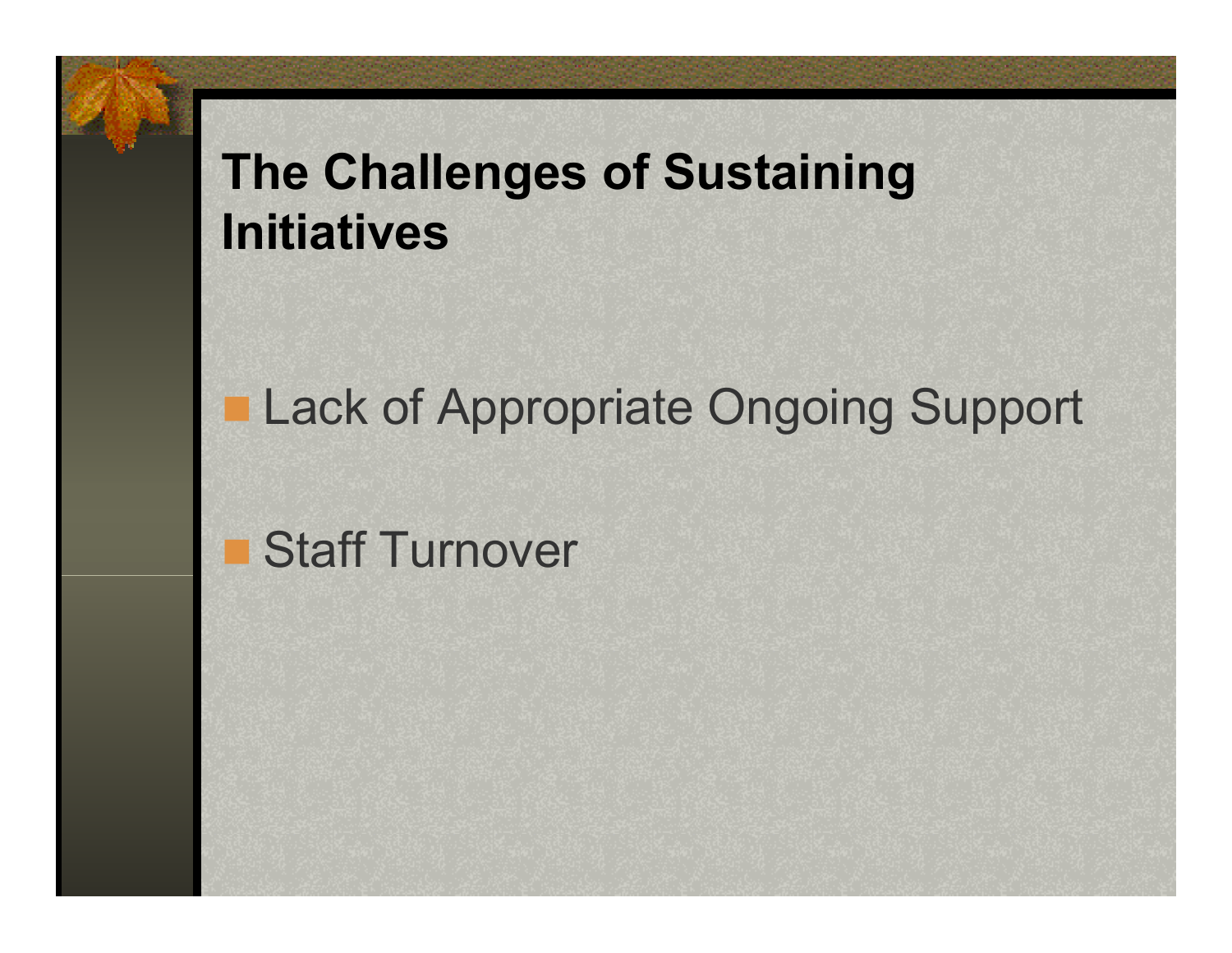# The Challenges of Sustaining Initiatives

- Lack of Appropriate Ongoing Support
- Staff Turnover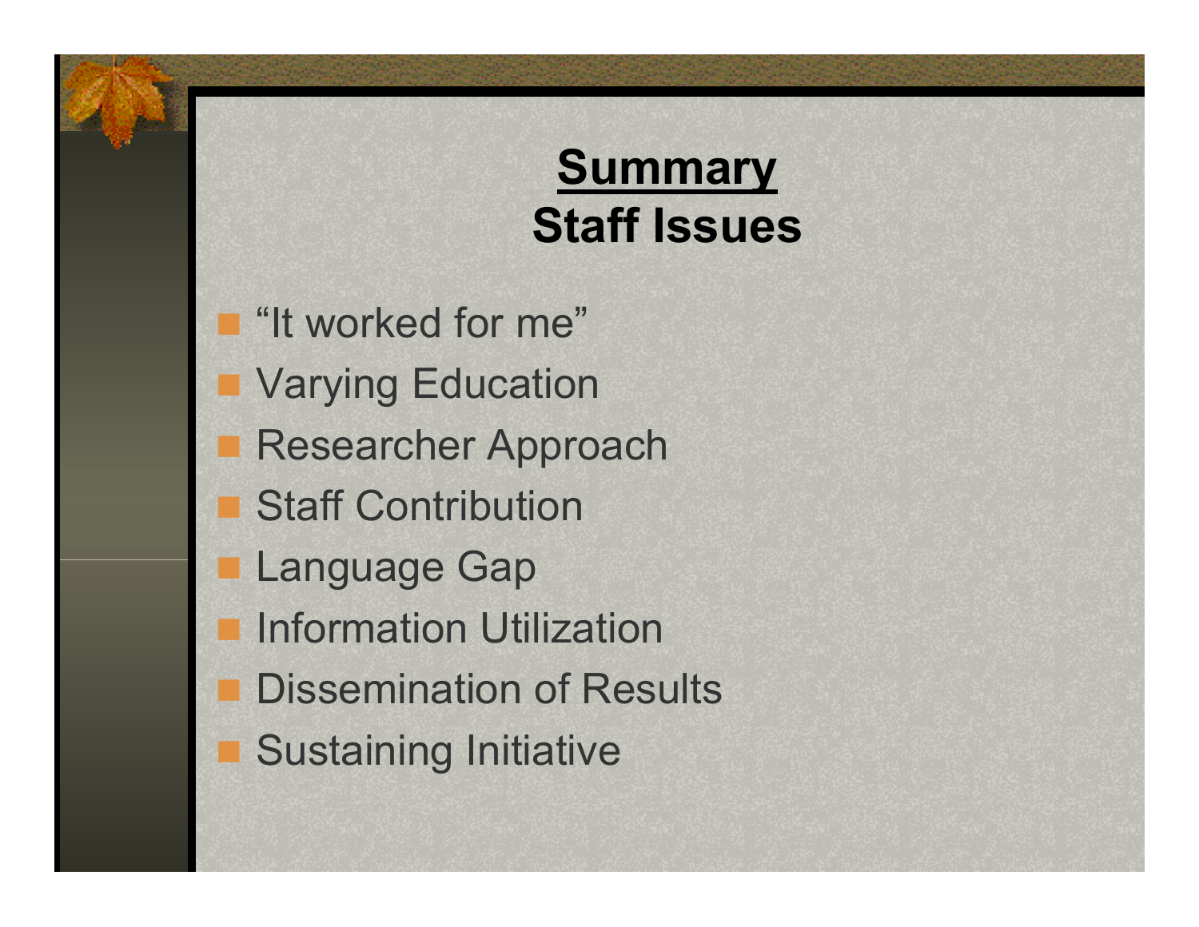# Summary

## Staff Issues

- "It worked for me"
- Varying Education
- Researcher Approach
- Staff Contribution
- Language Gap
- Information Utilization
- Dissemination of Results
- Sustaining Initiative